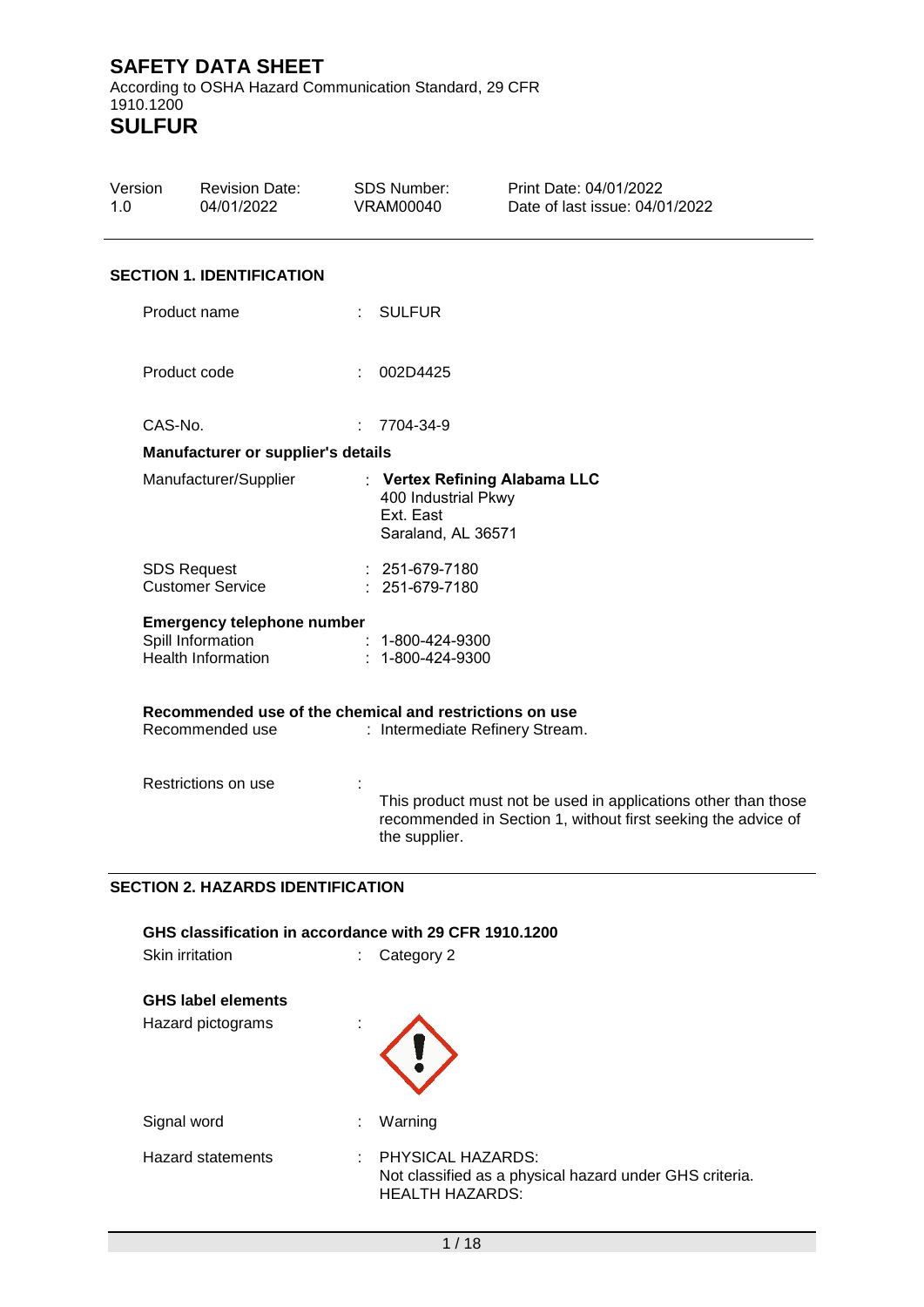# SAFETY DATA SHEET

According to OSHA Hazard Communication Standard, 29 CFR 1910.1200

# SULFUR

| Version | Revision Date: | SDS Number: | Print Date: 04/01/2022 |
|---|---|---|---|
| 1.0 | 04/01/2022 | VRAM00040 | Date of last issue: 04/01/2022 |

## SECTION 1. IDENTIFICATION

Product name : SULFUR

Product code : 002D4425

CAS-No. : 7704-34-9

**Manufacturer or supplier's details**

Manufacturer/Supplier : **Vertex Refining Alabama LLC**
400 Industrial Pkwy
Ext. East
Saraland, AL 36571

SDS Request : 251-679-7180
Customer Service : 251-679-7180

**Emergency telephone number**

Spill Information : 1-800-424-9300
Health Information : 1-800-424-9300

**Recommended use of the chemical and restrictions on use**

Recommended use : Intermediate Refinery Stream.

Restrictions on use : This product must not be used in applications other than those recommended in Section 1, without first seeking the advice of the supplier.

## SECTION 2. HAZARDS IDENTIFICATION

**GHS classification in accordance with 29 CFR 1910.1200**

Skin irritation : Category 2

**GHS label elements**

Hazard pictograms :

Signal word : Warning

Hazard statements : PHYSICAL HAZARDS:
Not classified as a physical hazard under GHS criteria.
HEALTH HAZARDS: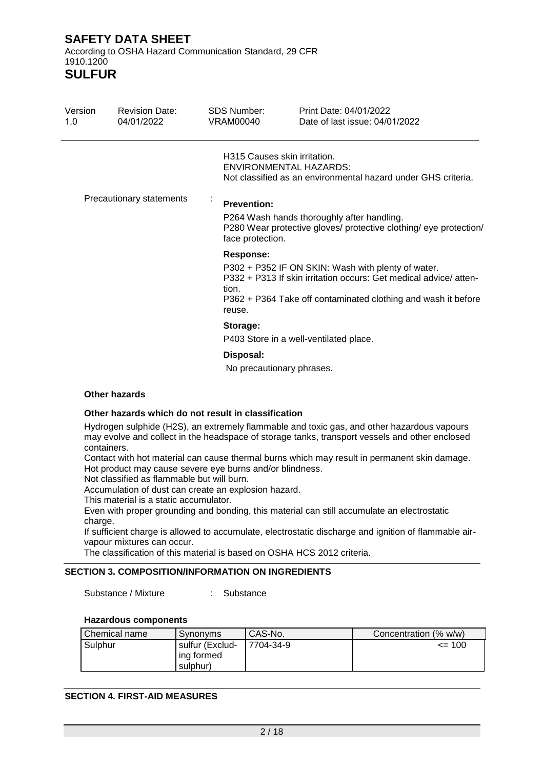H315 Causes skin irritation.
ENVIRONMENTAL HAZARDS:
Not classified as an environmental hazard under GHS criteria.

Precautionary statements :

**Prevention:**

P264 Wash hands thoroughly after handling.
P280 Wear protective gloves/ protective clothing/ eye protection/ face protection.

**Response:**

P302 + P352 IF ON SKIN: Wash with plenty of water.
P332 + P313 If skin irritation occurs: Get medical advice/ attention.
P362 + P364 Take off contaminated clothing and wash it before reuse.

**Storage:**

P403 Store in a well-ventilated place.

**Disposal:**

No precautionary phrases.

**Other hazards**

**Other hazards which do not result in classification**

Hydrogen sulphide ($H_2S$), an extremely flammable and toxic gas, and other hazardous vapours may evolve and collect in the headspace of storage tanks, transport vessels and other enclosed containers.
Contact with hot material can cause thermal burns which may result in permanent skin damage.
Hot product may cause severe eye burns and/or blindness.
Not classified as flammable but will burn.
Accumulation of dust can create an explosion hazard.
This material is a static accumulator.
Even with proper grounding and bonding, this material can still accumulate an electrostatic charge.
If sufficient charge is allowed to accumulate, electrostatic discharge and ignition of flammable air-vapour mixtures can occur.
The classification of this material is based on OSHA HCS 2012 criteria.

## SECTION 3. COMPOSITION/INFORMATION ON INGREDIENTS

Substance / Mixture : Substance

**Hazardous components**

| Chemical name | Synonyms | CAS-No. | Concentration (% w/w) |
|---|---|---|---|
| Sulphur | sulfur (Excluding formed sulphur) | 7704-34-9 | <= 100 |

## SECTION 4. FIRST-AID MEASURES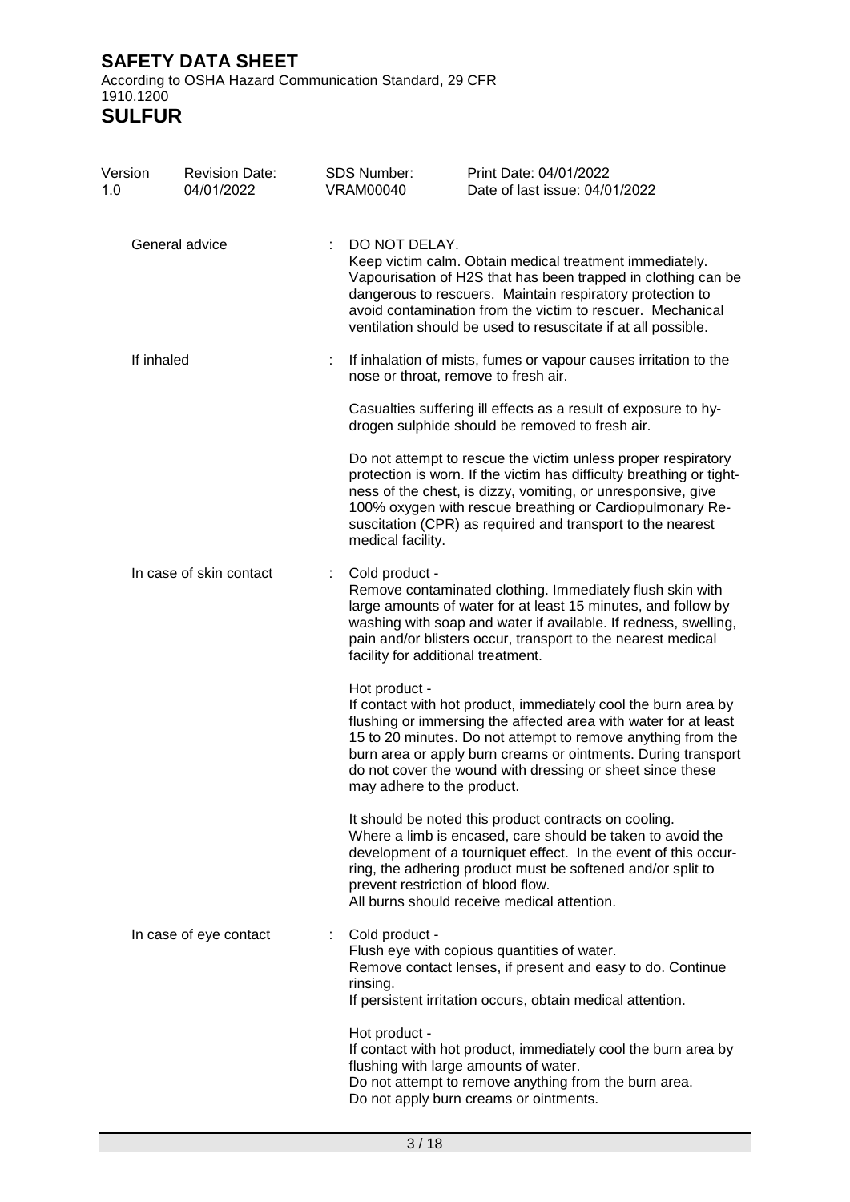| | |
|---|---|
| General advice | : DO NOT DELAY.<br>Keep victim calm. Obtain medical treatment immediately. Vapourisation of $H_2S$ that has been trapped in clothing can be dangerous to rescuers. Maintain respiratory protection to avoid contamination from the victim to rescuer. Mechanical ventilation should be used to resuscitate if at all possible. |
| If inhaled | : If inhalation of mists, fumes or vapour causes irritation to the nose or throat, remove to fresh air.<br><br>Casualties suffering ill effects as a result of exposure to hydrogen sulphide should be removed to fresh air.<br><br>Do not attempt to rescue the victim unless proper respiratory protection is worn. If the victim has difficulty breathing or tightness of the chest, is dizzy, vomiting, or unresponsive, give 100% oxygen with rescue breathing or Cardiopulmonary Resuscitation (CPR) as required and transport to the nearest medical facility. |
| In case of skin contact | : Cold product -<br>Remove contaminated clothing. Immediately flush skin with large amounts of water for at least 15 minutes, and follow by washing with soap and water if available. If redness, swelling, pain and/or blisters occur, transport to the nearest medical facility for additional treatment.<br><br>Hot product -<br>If contact with hot product, immediately cool the burn area by flushing or immersing the affected area with water for at least 15 to 20 minutes. Do not attempt to remove anything from the burn area or apply burn creams or ointments. During transport do not cover the wound with dressing or sheet since these may adhere to the product.<br><br>It should be noted this product contracts on cooling.<br>Where a limb is encased, care should be taken to avoid the development of a tourniquet effect. In the event of this occurring, the adhering product must be softened and/or split to prevent restriction of blood flow.<br>All burns should receive medical attention. |
| In case of eye contact | : Cold product -<br>Flush eye with copious quantities of water.<br>Remove contact lenses, if present and easy to do. Continue rinsing.<br>If persistent irritation occurs, obtain medical attention.<br><br>Hot product -<br>If contact with hot product, immediately cool the burn area by flushing with large amounts of water.<br>Do not attempt to remove anything from the burn area.<br>Do not apply burn creams or ointments. |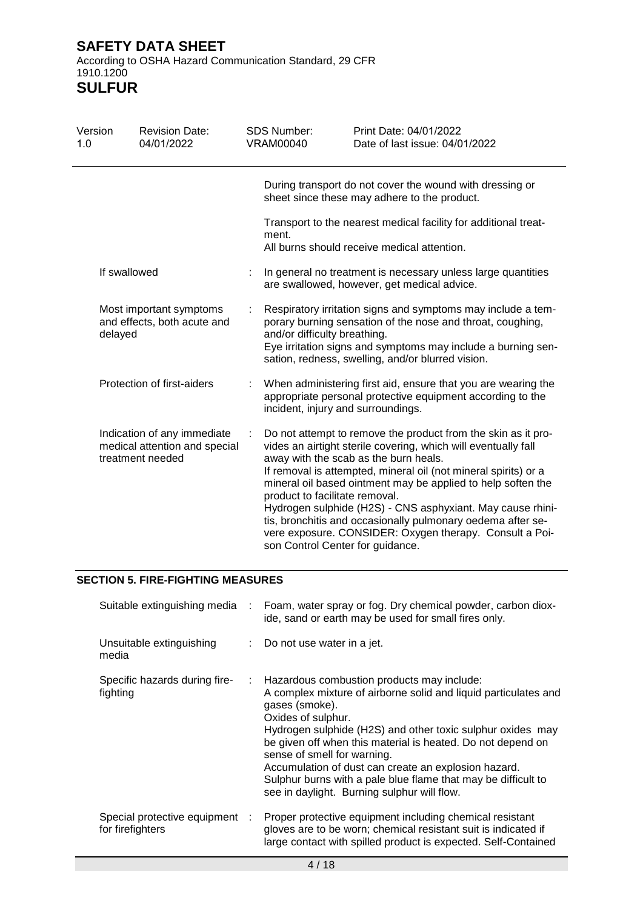During transport do not cover the wound with dressing or sheet since these may adhere to the product.

Transport to the nearest medical facility for additional treatment.
All burns should receive medical attention.

| | |
|---|---|
| If swallowed | In general no treatment is necessary unless large quantities are swallowed, however, get medical advice. |
| Most important symptoms and effects, both acute and delayed | Respiratory irritation signs and symptoms may include a temporary burning sensation of the nose and throat, coughing, and/or difficulty breathing.<br>Eye irritation signs and symptoms may include a burning sensation, redness, swelling, and/or blurred vision. |
| Protection of first-aiders | When administering first aid, ensure that you are wearing the appropriate personal protective equipment according to the incident, injury and surroundings. |
| Indication of any immediate medical attention and special treatment needed | Do not attempt to remove the product from the skin as it provides an airtight sterile covering, which will eventually fall away with the scab as the burn heals.<br>If removal is attempted, mineral oil (not mineral spirits) or a mineral oil based ointment may be applied to help soften the product to facilitate removal.<br>Hydrogen sulphide ($H_2S$) - CNS asphyxiant. May cause rhinitis, bronchitis and occasionally pulmonary oedema after severe exposure. CONSIDER: Oxygen therapy. Consult a Poison Control Center for guidance. |

## SECTION 5. FIRE-FIGHTING MEASURES

| | |
|---|---|
| Suitable extinguishing media | Foam, water spray or fog. Dry chemical powder, carbon dioxide, sand or earth may be used for small fires only. |
| Unsuitable extinguishing media | Do not use water in a jet. |
| Specific hazards during firefighting | Hazardous combustion products may include:<br>A complex mixture of airborne solid and liquid particulates and gases (smoke).<br>Oxides of sulphur.<br>Hydrogen sulphide ($H_2S$) and other toxic sulphur oxides may be given off when this material is heated. Do not depend on sense of smell for warning.<br>Accumulation of dust can create an explosion hazard.<br>Sulphur burns with a pale blue flame that may be difficult to see in daylight. Burning sulphur will flow. |
| Special protective equipment for firefighters | Proper protective equipment including chemical resistant gloves are to be worn; chemical resistant suit is indicated if large contact with spilled product is expected. Self-Contained |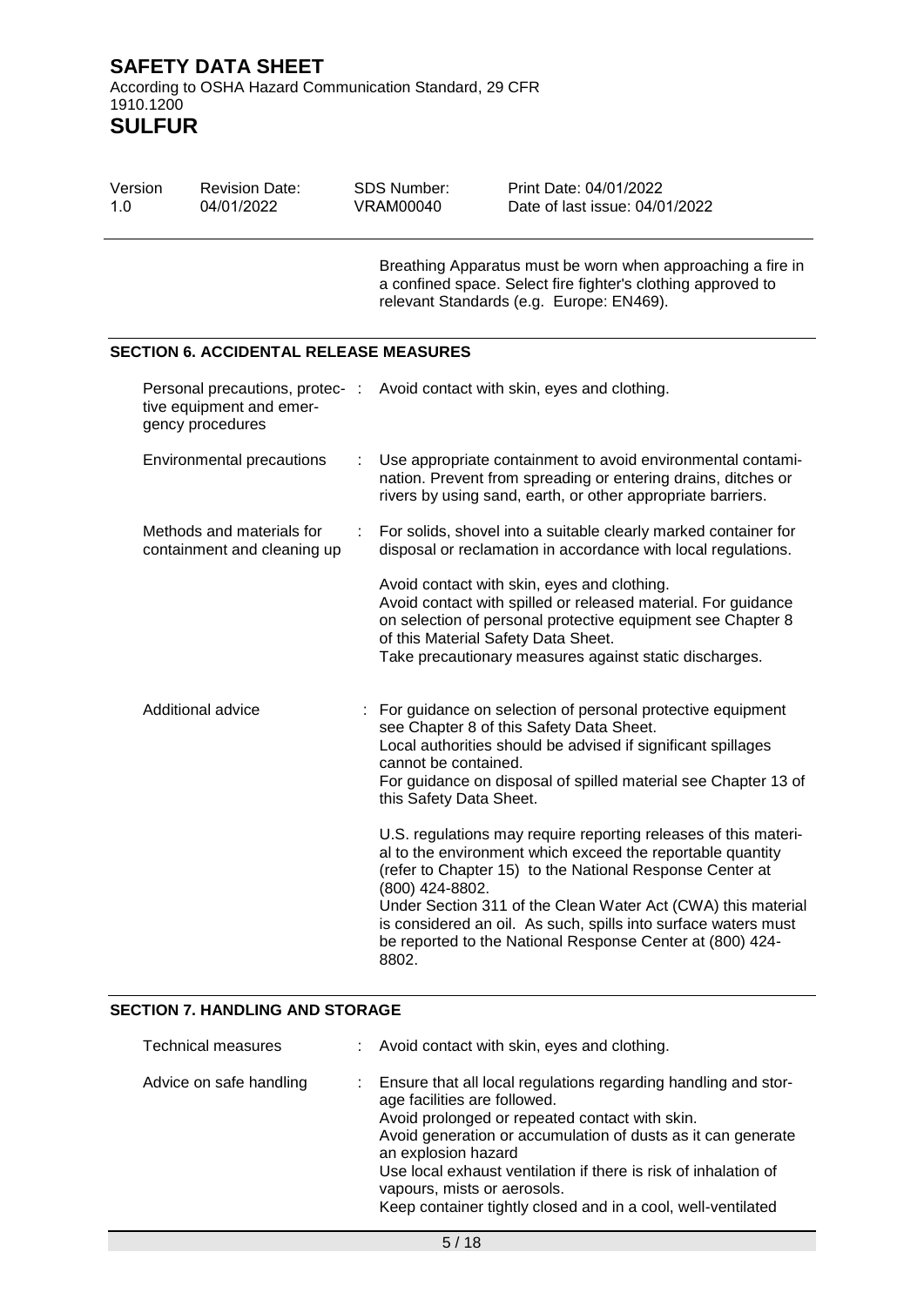Breathing Apparatus must be worn when approaching a fire in a confined space. Select fire fighter's clothing approved to relevant Standards (e.g. Europe: EN469).

## SECTION 6. ACCIDENTAL RELEASE MEASURES

| | | |
|---|---|---|
| Personal precautions, protective equipment and emergency procedures | : | Avoid contact with skin, eyes and clothing. |
| Environmental precautions | : | Use appropriate containment to avoid environmental contamination. Prevent from spreading or entering drains, ditches or rivers by using sand, earth, or other appropriate barriers. |
| Methods and materials for containment and cleaning up | : | For solids, shovel into a suitable clearly marked container for disposal or reclamation in accordance with local regulations.<br><br>Avoid contact with skin, eyes and clothing.<br>Avoid contact with spilled or released material. For guidance on selection of personal protective equipment see Chapter 8 of this Material Safety Data Sheet.<br>Take precautionary measures against static discharges. |
| Additional advice | : | For guidance on selection of personal protective equipment see Chapter 8 of this Safety Data Sheet.<br>Local authorities should be advised if significant spillages cannot be contained.<br>For guidance on disposal of spilled material see Chapter 13 of this Safety Data Sheet.<br><br>U.S. regulations may require reporting releases of this material to the environment which exceed the reportable quantity (refer to Chapter 15) to the National Response Center at (800) 424-8802.<br>Under Section 311 of the Clean Water Act (CWA) this material is considered an oil. As such, spills into surface waters must be reported to the National Response Center at (800) 424-8802. |

## SECTION 7. HANDLING AND STORAGE

| | | |
|---|---|---|
| Technical measures | : | Avoid contact with skin, eyes and clothing. |
| Advice on safe handling | : | Ensure that all local regulations regarding handling and storage facilities are followed.<br>Avoid prolonged or repeated contact with skin.<br>Avoid generation or accumulation of dusts as it can generate an explosion hazard<br>Use local exhaust ventilation if there is risk of inhalation of vapours, mists or aerosols.<br>Keep container tightly closed and in a cool, well-ventilated |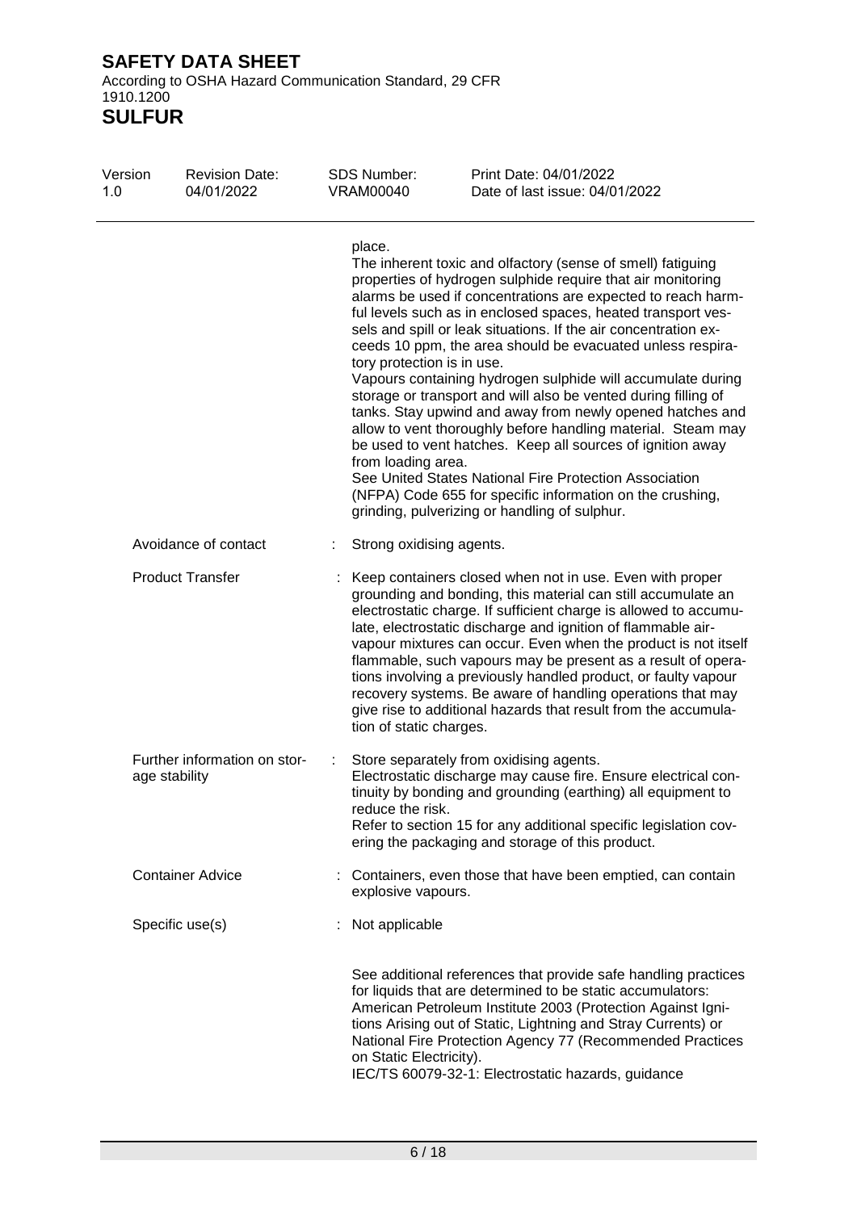place.

The inherent toxic and olfactory (sense of smell) fatiguing properties of hydrogen sulphide require that air monitoring alarms be used if concentrations are expected to reach harmful levels such as in enclosed spaces, heated transport vessels and spill or leak situations. If the air concentration exceeds 10 ppm, the area should be evacuated unless respiratory protection is in use.

Vapours containing hydrogen sulphide will accumulate during storage or transport and will also be vented during filling of tanks. Stay upwind and away from newly opened hatches and allow to vent thoroughly before handling material. Steam may be used to vent hatches. Keep all sources of ignition away from loading area.

See United States National Fire Protection Association (NFPA) Code 655 for specific information on the crushing, grinding, pulverizing or handling of sulphur.

| | |
|---|---|
| Avoidance of contact | : Strong oxidising agents. |
| Product Transfer | : Keep containers closed when not in use. Even with proper grounding and bonding, this material can still accumulate an electrostatic charge. If sufficient charge is allowed to accumulate, electrostatic discharge and ignition of flammable air-vapour mixtures can occur. Even when the product is not itself flammable, such vapours may be present as a result of operations involving a previously handled product, or faulty vapour recovery systems. Be aware of handling operations that may give rise to additional hazards that result from the accumulation of static charges. |
| Further information on storage stability | : Store separately from oxidising agents. Electrostatic discharge may cause fire. Ensure electrical continuity by bonding and grounding (earthing) all equipment to reduce the risk. Refer to section 15 for any additional specific legislation covering the packaging and storage of this product. |
| Container Advice | : Containers, even those that have been emptied, can contain explosive vapours. |
| Specific use(s) | : Not applicable |

See additional references that provide safe handling practices for liquids that are determined to be static accumulators: American Petroleum Institute 2003 (Protection Against Ignitions Arising out of Static, Lightning and Stray Currents) or National Fire Protection Agency 77 (Recommended Practices on Static Electricity).
IEC/TS 60079-32-1: Electrostatic hazards, guidance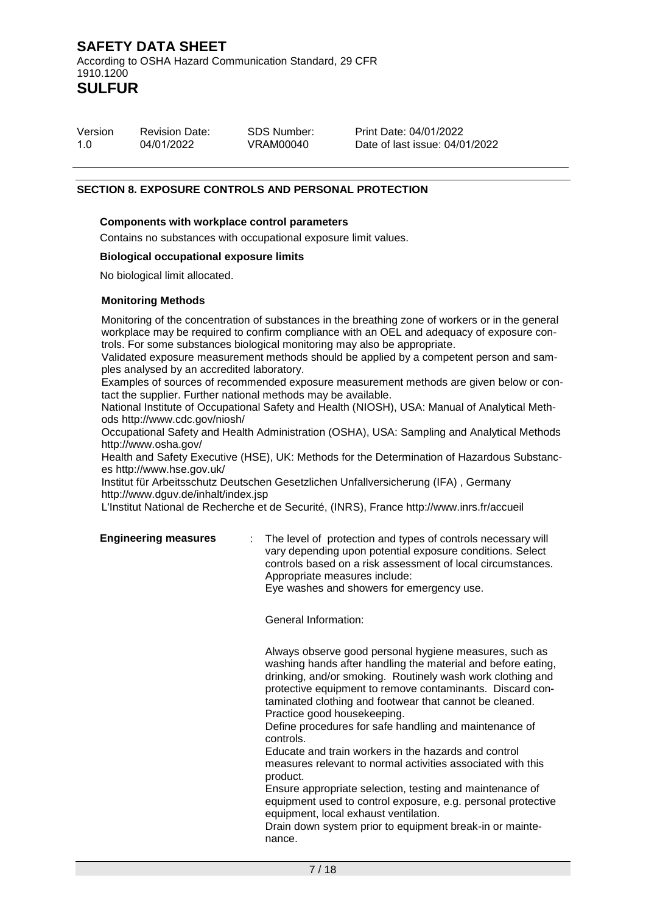## SECTION 8. EXPOSURE CONTROLS AND PERSONAL PROTECTION

**Components with workplace control parameters**

Contains no substances with occupational exposure limit values.

**Biological occupational exposure limits**

No biological limit allocated.

**Monitoring Methods**

Monitoring of the concentration of substances in the breathing zone of workers or in the general workplace may be required to confirm compliance with an OEL and adequacy of exposure controls. For some substances biological monitoring may also be appropriate.
Validated exposure measurement methods should be applied by a competent person and samples analysed by an accredited laboratory.
Examples of sources of recommended exposure measurement methods are given below or contact the supplier. Further national methods may be available.
National Institute of Occupational Safety and Health (NIOSH), USA: Manual of Analytical Methods http://www.cdc.gov/niosh/
Occupational Safety and Health Administration (OSHA), USA: Sampling and Analytical Methods http://www.osha.gov/
Health and Safety Executive (HSE), UK: Methods for the Determination of Hazardous Substances http://www.hse.gov.uk/
Institut für Arbeitsschutz Deutschen Gesetzlichen Unfallversicherung (IFA) , Germany http://www.dguv.de/inhalt/index.jsp
L'Institut National de Recherche et de Securité, (INRS), France http://www.inrs.fr/accueil

**Engineering measures** : The level of protection and types of controls necessary will vary depending upon potential exposure conditions. Select controls based on a risk assessment of local circumstances. Appropriate measures include:
Eye washes and showers for emergency use.

General Information:

Always observe good personal hygiene measures, such as washing hands after handling the material and before eating, drinking, and/or smoking. Routinely wash work clothing and protective equipment to remove contaminants. Discard contaminated clothing and footwear that cannot be cleaned. Practice good housekeeping.
Define procedures for safe handling and maintenance of controls.
Educate and train workers in the hazards and control measures relevant to normal activities associated with this product.
Ensure appropriate selection, testing and maintenance of equipment used to control exposure, e.g. personal protective equipment, local exhaust ventilation.
Drain down system prior to equipment break-in or maintenance.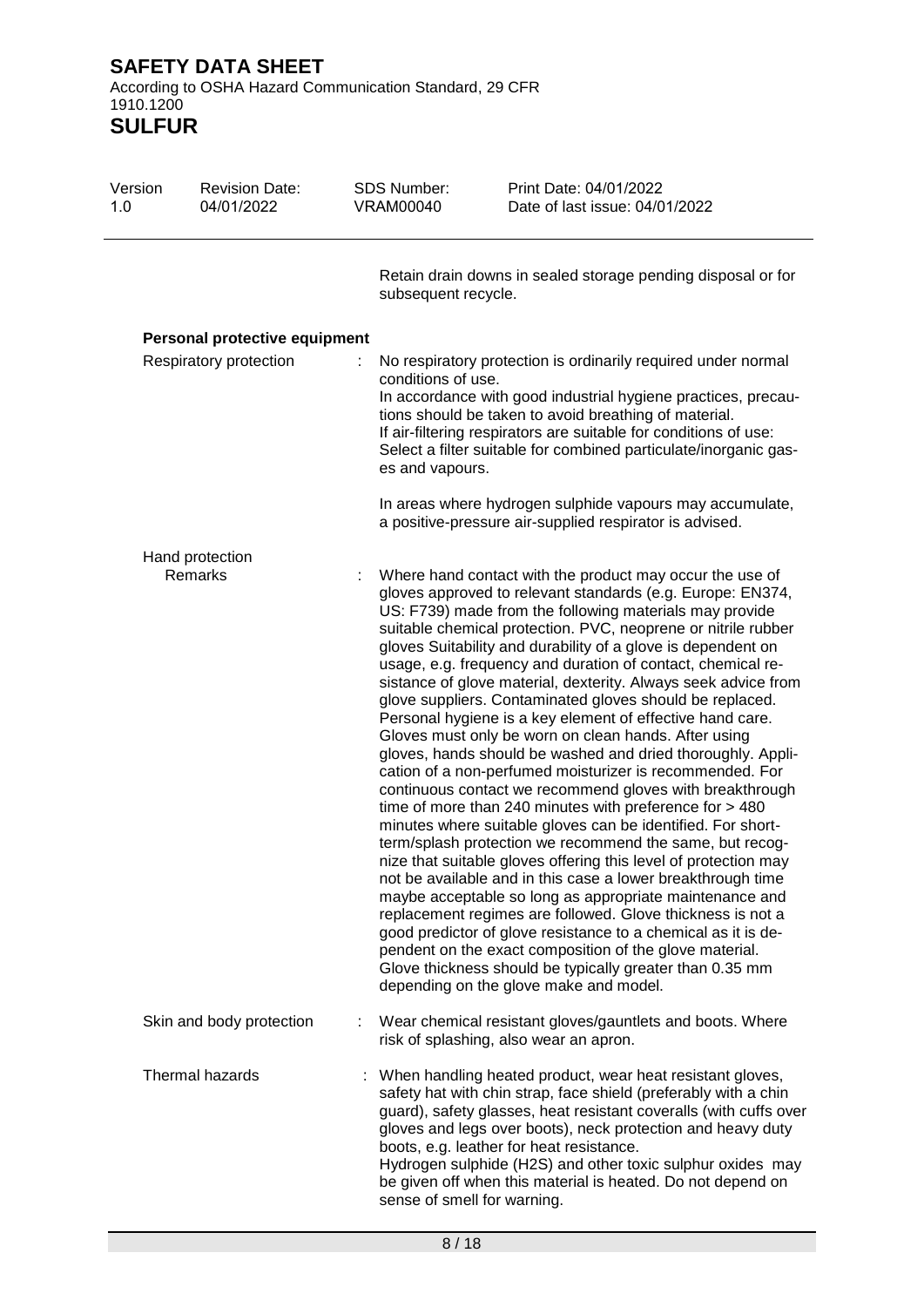Retain drain downs in sealed storage pending disposal or for subsequent recycle.

**Personal protective equipment**

Respiratory protection : No respiratory protection is ordinarily required under normal conditions of use.
In accordance with good industrial hygiene practices, precautions should be taken to avoid breathing of material.
If air-filtering respirators are suitable for conditions of use:
Select a filter suitable for combined particulate/inorganic gases and vapours.

In areas where hydrogen sulphide vapours may accumulate, a positive-pressure air-supplied respirator is advised.

Hand protection

Remarks : Where hand contact with the product may occur the use of gloves approved to relevant standards (e.g. Europe: EN374, US: F739) made from the following materials may provide suitable chemical protection. PVC, neoprene or nitrile rubber gloves Suitability and durability of a glove is dependent on usage, e.g. frequency and duration of contact, chemical resistance of glove material, dexterity. Always seek advice from glove suppliers. Contaminated gloves should be replaced. Personal hygiene is a key element of effective hand care. Gloves must only be worn on clean hands. After using gloves, hands should be washed and dried thoroughly. Application of a non-perfumed moisturizer is recommended. For continuous contact we recommend gloves with breakthrough time of more than 240 minutes with preference for > 480 minutes where suitable gloves can be identified. For short-term/splash protection we recommend the same, but recognize that suitable gloves offering this level of protection may not be available and in this case a lower breakthrough time maybe acceptable so long as appropriate maintenance and replacement regimes are followed. Glove thickness is not a good predictor of glove resistance to a chemical as it is dependent on the exact composition of the glove material. Glove thickness should be typically greater than 0.35 mm depending on the glove make and model.

Skin and body protection : Wear chemical resistant gloves/gauntlets and boots. Where risk of splashing, also wear an apron.

Thermal hazards : When handling heated product, wear heat resistant gloves, safety hat with chin strap, face shield (preferably with a chin guard), safety glasses, heat resistant coveralls (with cuffs over gloves and legs over boots), neck protection and heavy duty boots, e.g. leather for heat resistance.
Hydrogen sulphide ($H_2S$) and other toxic sulphur oxides may be given off when this material is heated. Do not depend on sense of smell for warning.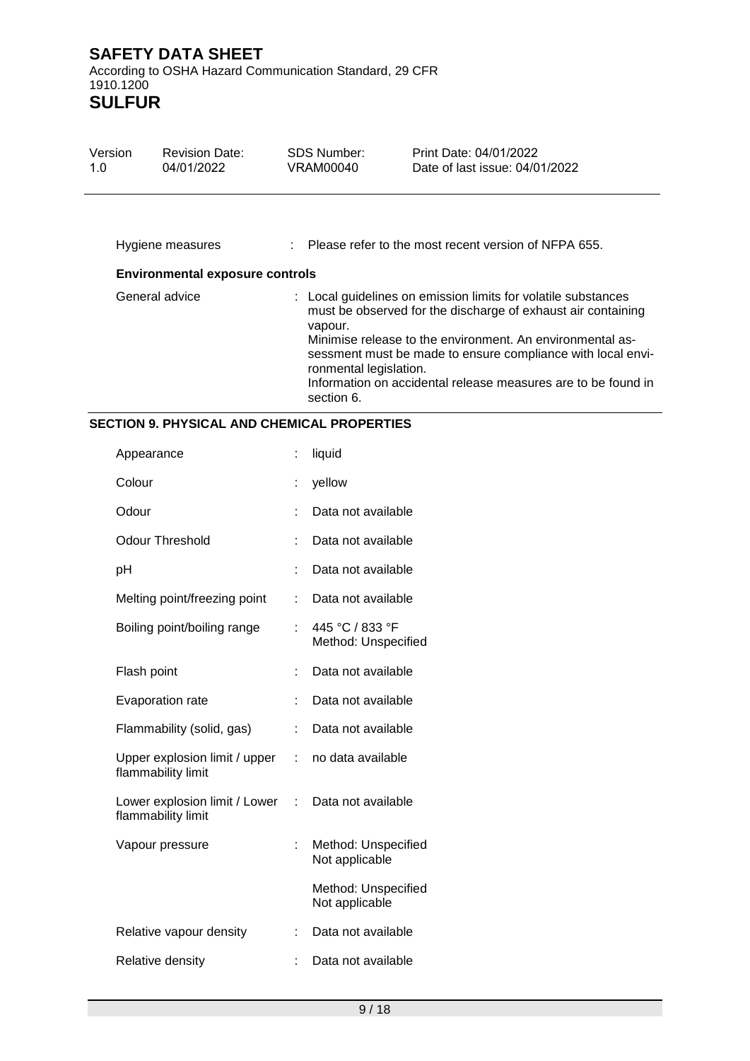| | | |
|---|---|---|
| Hygiene measures | : | Please refer to the most recent version of NFPA 655. |

**Environmental exposure controls**

| | | |
|---|---|---|
| General advice | : | Local guidelines on emission limits for volatile substances must be observed for the discharge of exhaust air containing vapour.<br>Minimise release to the environment. An environmental assessment must be made to ensure compliance with local environmental legislation.<br>Information on accidental release measures are to be found in section 6. |

## SECTION 9. PHYSICAL AND CHEMICAL PROPERTIES

| | | |
|---|---|---|
| Appearance | : | liquid |
| Colour | : | yellow |
| Odour | : | Data not available |
| Odour Threshold | : | Data not available |
| pH | : | Data not available |
| Melting point/freezing point | : | Data not available |
| Boiling point/boiling range | : | 445 °C / 833 °F<br>Method: Unspecified |
| Flash point | : | Data not available |
| Evaporation rate | : | Data not available |
| Flammability (solid, gas) | : | Data not available |
| Upper explosion limit / upper flammability limit | : | no data available |
| Lower explosion limit / Lower flammability limit | : | Data not available |
| Vapour pressure | : | Method: Unspecified<br>Not applicable<br><br>Method: Unspecified<br>Not applicable |
| Relative vapour density | : | Data not available |
| Relative density | : | Data not available |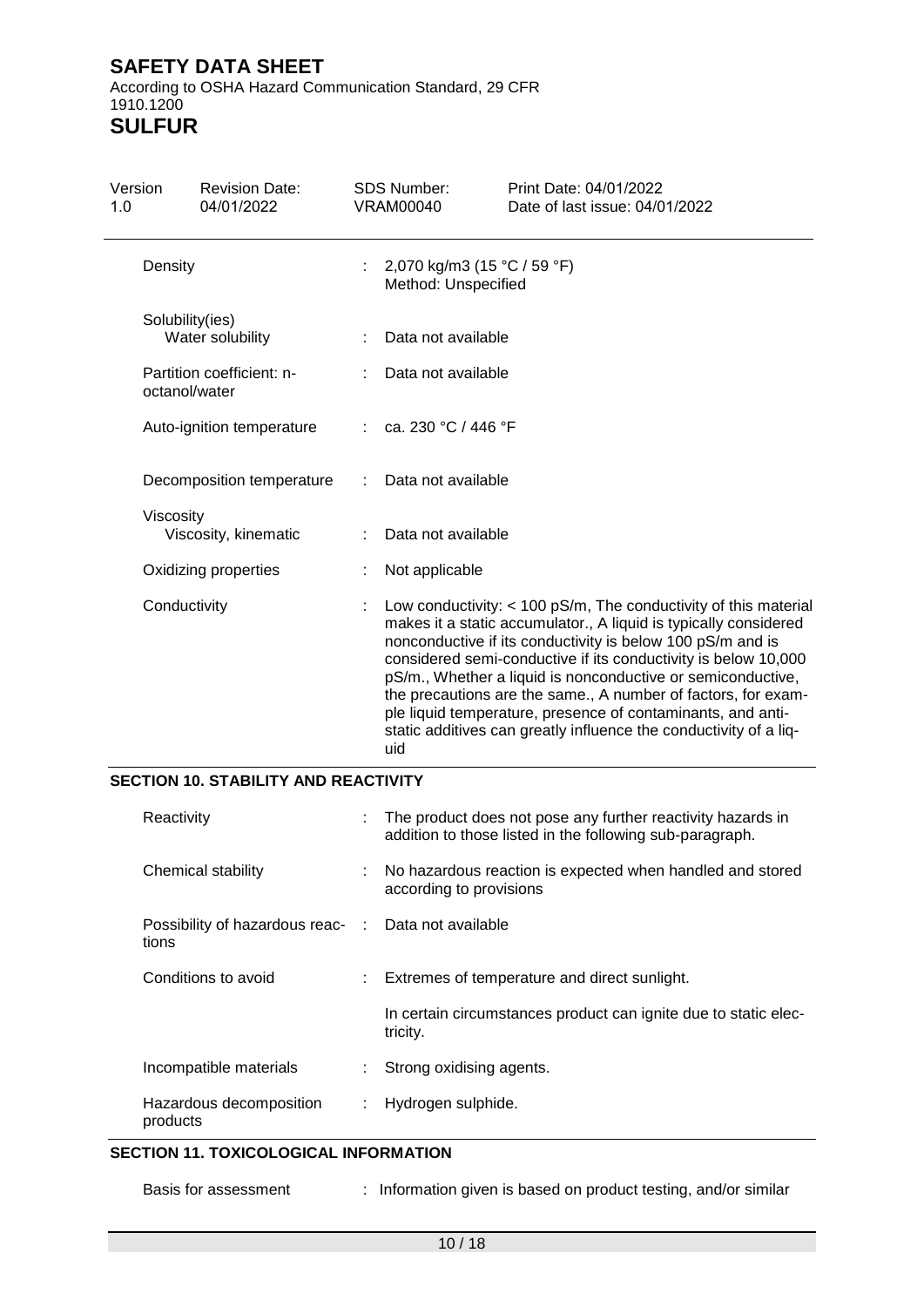| | | |
|---|---|---|
| Density | : | 2,070 kg/m3 (15 °C / 59 °F)<br>Method: Unspecified |
| Solubility(ies)<br>Water solubility | : | Data not available |
| Partition coefficient: n-octanol/water | : | Data not available |
| Auto-ignition temperature | : | ca. 230 °C / 446 °F |
| Decomposition temperature | : | Data not available |
| Viscosity<br>Viscosity, kinematic | : | Data not available |
| Oxidizing properties | : | Not applicable |
| Conductivity | : | Low conductivity: < 100 pS/m, The conductivity of this material makes it a static accumulator., A liquid is typically considered nonconductive if its conductivity is below 100 pS/m and is considered semi-conductive if its conductivity is below 10,000 pS/m., Whether a liquid is nonconductive or semiconductive, the precautions are the same., A number of factors, for example liquid temperature, presence of contaminants, and anti-static additives can greatly influence the conductivity of a liquid |

## SECTION 10. STABILITY AND REACTIVITY

| | | |
|---|---|---|
| Reactivity | : | The product does not pose any further reactivity hazards in addition to those listed in the following sub-paragraph. |
| Chemical stability | : | No hazardous reaction is expected when handled and stored according to provisions |
| Possibility of hazardous reactions | : | Data not available |
| Conditions to avoid | : | Extremes of temperature and direct sunlight.<br><br>In certain circumstances product can ignite due to static electricity. |
| Incompatible materials | : | Strong oxidising agents. |
| Hazardous decomposition products | : | Hydrogen sulphide. |

## SECTION 11. TOXICOLOGICAL INFORMATION

| | | |
|---|---|---|
| Basis for assessment | : | Information given is based on product testing, and/or similar |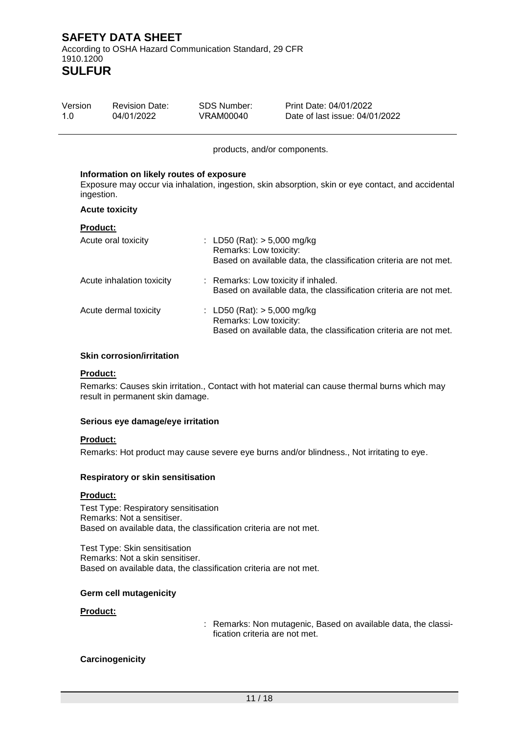products, and/or components.

**Information on likely routes of exposure**

Exposure may occur via inhalation, ingestion, skin absorption, skin or eye contact, and accidental ingestion.

**Acute toxicity**

**Product:**

| | |
|---|---|
| Acute oral toxicity | : LD50 (Rat): > 5,000 mg/kg<br>Remarks: Low toxicity:<br>Based on available data, the classification criteria are not met. |
| Acute inhalation toxicity | : Remarks: Low toxicity if inhaled.<br>Based on available data, the classification criteria are not met. |
| Acute dermal toxicity | : LD50 (Rat): > 5,000 mg/kg<br>Remarks: Low toxicity:<br>Based on available data, the classification criteria are not met. |

**Skin corrosion/irritation**

**Product:**

Remarks: Causes skin irritation., Contact with hot material can cause thermal burns which may result in permanent skin damage.

**Serious eye damage/eye irritation**

**Product:**

Remarks: Hot product may cause severe eye burns and/or blindness., Not irritating to eye.

**Respiratory or skin sensitisation**

**Product:**

Test Type: Respiratory sensitisation
Remarks: Not a sensitiser.
Based on available data, the classification criteria are not met.

Test Type: Skin sensitisation
Remarks: Not a skin sensitiser.
Based on available data, the classification criteria are not met.

**Germ cell mutagenicity**

**Product:**

: Remarks: Non mutagenic, Based on available data, the classification criteria are not met.

**Carcinogenicity**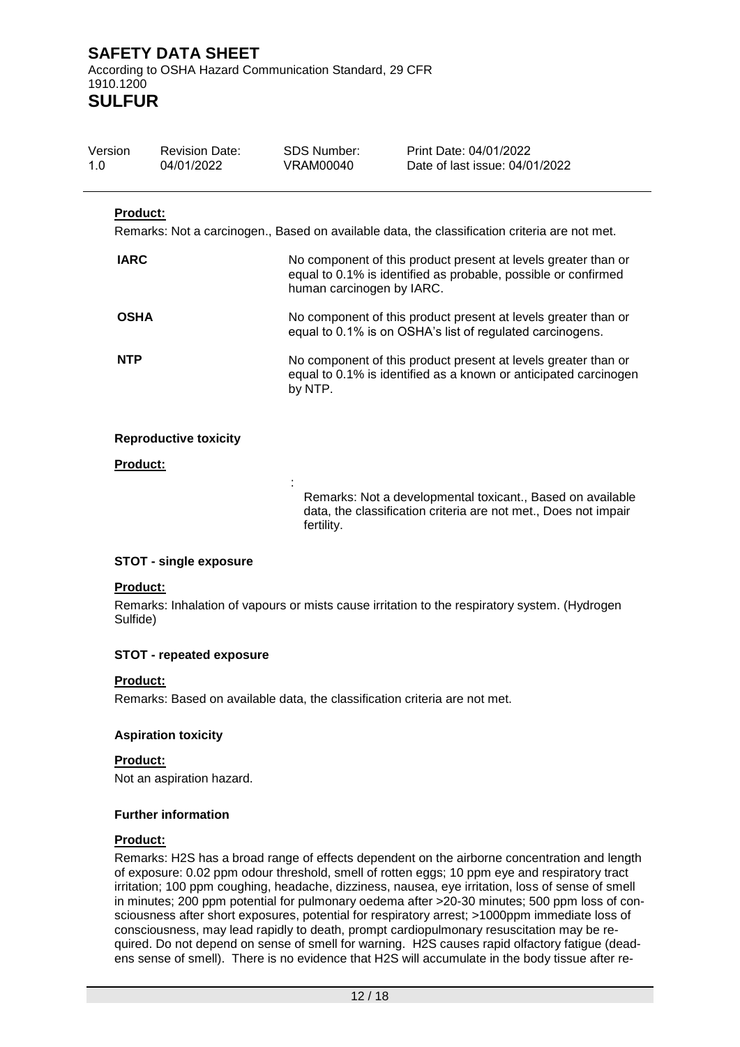**Product:**

Remarks: Not a carcinogen., Based on available data, the classification criteria are not met.

| | |
|---|---|
| **IARC** | No component of this product present at levels greater than or equal to 0.1% is identified as probable, possible or confirmed human carcinogen by IARC. |
| **OSHA** | No component of this product present at levels greater than or equal to 0.1% is on OSHA's list of regulated carcinogens. |
| **NTP** | No component of this product present at levels greater than or equal to 0.1% is identified as a known or anticipated carcinogen by NTP. |

**Reproductive toxicity**

**Product:**

: Remarks: Not a developmental toxicant., Based on available data, the classification criteria are not met., Does not impair fertility.

**STOT - single exposure**

**Product:**

Remarks: Inhalation of vapours or mists cause irritation to the respiratory system. (Hydrogen Sulfide)

**STOT - repeated exposure**

**Product:**

Remarks: Based on available data, the classification criteria are not met.

**Aspiration toxicity**

**Product:**

Not an aspiration hazard.

**Further information**

**Product:**

Remarks: H2S has a broad range of effects dependent on the airborne concentration and length of exposure: 0.02 ppm odour threshold, smell of rotten eggs; 10 ppm eye and respiratory tract irritation; 100 ppm coughing, headache, dizziness, nausea, eye irritation, loss of sense of smell in minutes; 200 ppm potential for pulmonary oedema after >20-30 minutes; 500 ppm loss of consciousness after short exposures, potential for respiratory arrest; >1000ppm immediate loss of consciousness, may lead rapidly to death, prompt cardiopulmonary resuscitation may be required. Do not depend on sense of smell for warning. H2S causes rapid olfactory fatigue (deadens sense of smell). There is no evidence that H2S will accumulate in the body tissue after re-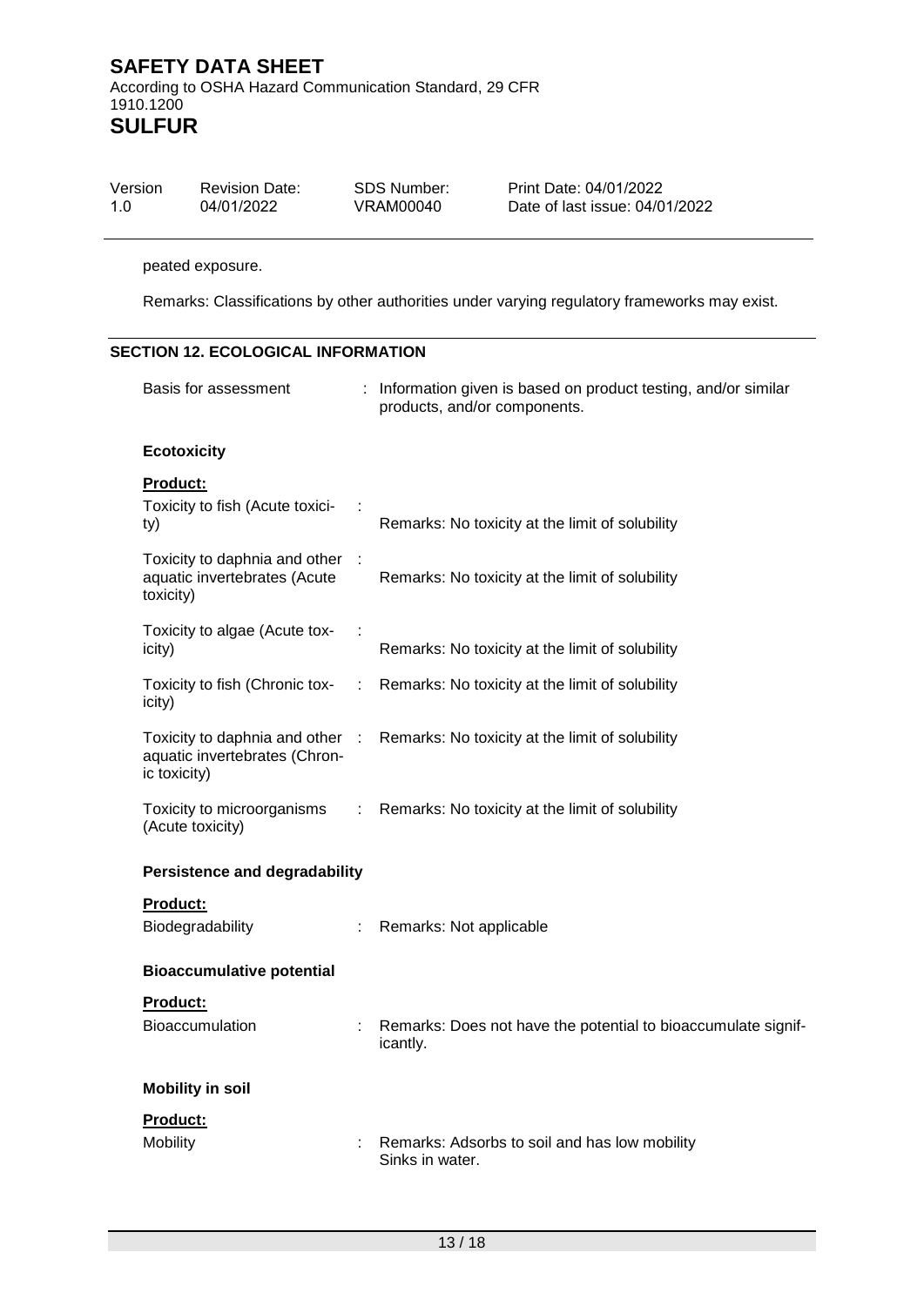peated exposure.

Remarks: Classifications by other authorities under varying regulatory frameworks may exist.

## SECTION 12. ECOLOGICAL INFORMATION

Basis for assessment : Information given is based on product testing, and/or similar products, and/or components.

### Ecotoxicity

**Product:**

| | |
|---|---|
| Toxicity to fish (Acute toxicity) | : Remarks: No toxicity at the limit of solubility |
| Toxicity to daphnia and other aquatic invertebrates (Acute toxicity) | : Remarks: No toxicity at the limit of solubility |
| Toxicity to algae (Acute toxicity) | : Remarks: No toxicity at the limit of solubility |
| Toxicity to fish (Chronic toxicity) | : Remarks: No toxicity at the limit of solubility |
| Toxicity to daphnia and other aquatic invertebrates (Chronic toxicity) | : Remarks: No toxicity at the limit of solubility |
| Toxicity to microorganisms (Acute toxicity) | : Remarks: No toxicity at the limit of solubility |

### Persistence and degradability

**Product:**

Biodegradability : Remarks: Not applicable

### Bioaccumulative potential

**Product:**

Bioaccumulation : Remarks: Does not have the potential to bioaccumulate significantly.

### Mobility in soil

**Product:**

Mobility : Remarks: Adsorbs to soil and has low mobility
Sinks in water.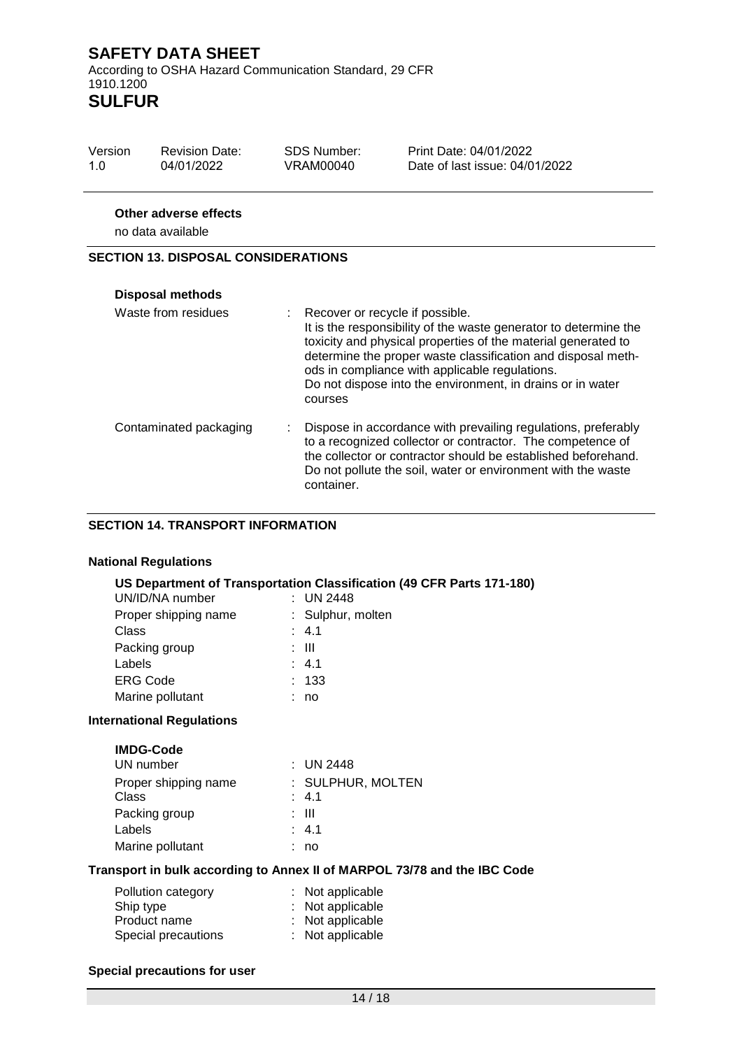**Other adverse effects**

no data available

## SECTION 13. DISPOSAL CONSIDERATIONS

**Disposal methods**

| | |
|---|---|
| Waste from residues | Recover or recycle if possible. It is the responsibility of the waste generator to determine the toxicity and physical properties of the material generated to determine the proper waste classification and disposal methods in compliance with applicable regulations. Do not dispose into the environment, in drains or in water courses |
| Contaminated packaging | Dispose in accordance with prevailing regulations, preferably to a recognized collector or contractor. The competence of the collector or contractor should be established beforehand. Do not pollute the soil, water or environment with the waste container. |

## SECTION 14. TRANSPORT INFORMATION

**National Regulations**

**US Department of Transportation Classification (49 CFR Parts 171-180)**

| | |
|---|---|
| UN/ID/NA number | UN 2448 |
| Proper shipping name | Sulphur, molten |
| Class | 4.1 |
| Packing group | III |
| Labels | 4.1 |
| ERG Code | 133 |
| Marine pollutant | no |

**International Regulations**

**IMDG-Code**

| | |
|---|---|
| UN number | UN 2448 |
| Proper shipping name | SULPHUR, MOLTEN |
| Class | 4.1 |
| Packing group | III |
| Labels | 4.1 |
| Marine pollutant | no |

**Transport in bulk according to Annex II of MARPOL 73/78 and the IBC Code**

| | |
|---|---|
| Pollution category | Not applicable |
| Ship type | Not applicable |
| Product name | Not applicable |
| Special precautions | Not applicable |

**Special precautions for user**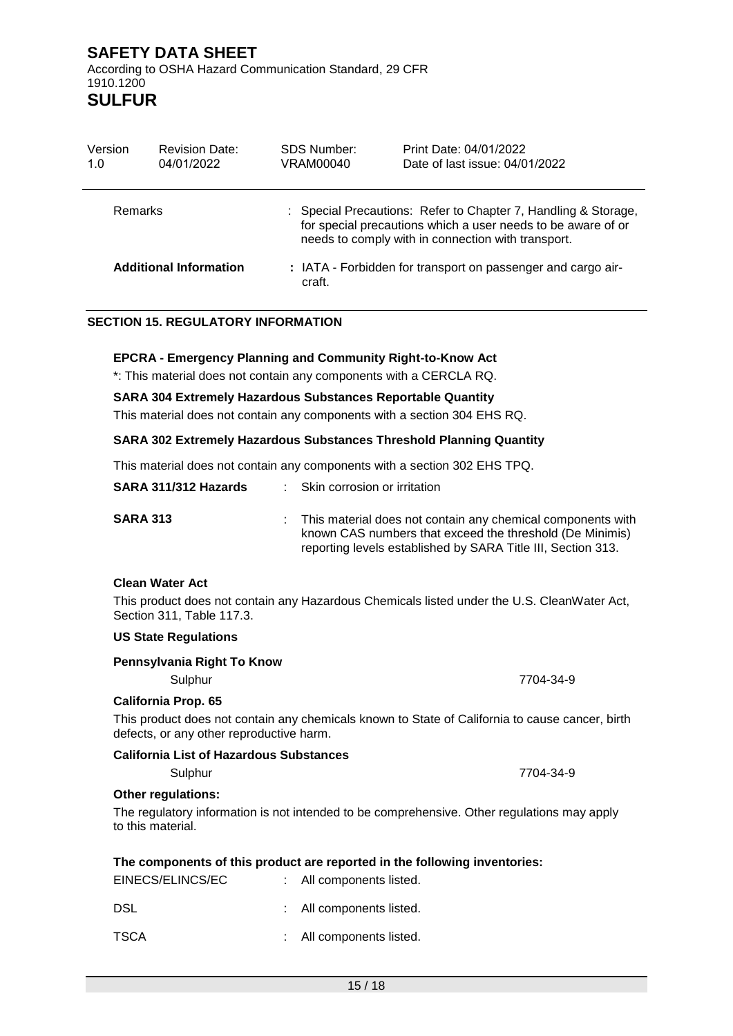| Remarks | : Special Precautions: Refer to Chapter 7, Handling & Storage, for special precautions which a user needs to be aware of or needs to comply with in connection with transport. |
|---|---|
| **Additional Information** | **:** IATA - Forbidden for transport on passenger and cargo air-craft. |

## SECTION 15. REGULATORY INFORMATION

**EPCRA - Emergency Planning and Community Right-to-Know Act**

*: This material does not contain any components with a CERCLA RQ.

**SARA 304 Extremely Hazardous Substances Reportable Quantity**

This material does not contain any components with a section 304 EHS RQ.

**SARA 302 Extremely Hazardous Substances Threshold Planning Quantity**

This material does not contain any components with a section 302 EHS TPQ.

| | |
|---|---|
| **SARA 311/312 Hazards** | : Skin corrosion or irritation |
| **SARA 313** | : This material does not contain any chemical components with known CAS numbers that exceed the threshold (De Minimis) reporting levels established by SARA Title III, Section 313. |

**Clean Water Act**

This product does not contain any Hazardous Chemicals listed under the U.S. CleanWater Act, Section 311, Table 117.3.

**US State Regulations**

**Pennsylvania Right To Know**

| | |
|---|---|
| Sulphur | 7704-34-9 |

**California Prop. 65**

This product does not contain any chemicals known to State of California to cause cancer, birth defects, or any other reproductive harm.

**California List of Hazardous Substances**

| | |
|---|---|
| Sulphur | 7704-34-9 |

**Other regulations:**

The regulatory information is not intended to be comprehensive. Other regulations may apply to this material.

**The components of this product are reported in the following inventories:**

| | |
|---|---|
| EINECS/ELINCS/EC | : All components listed. |
| DSL | : All components listed. |
| TSCA | : All components listed. |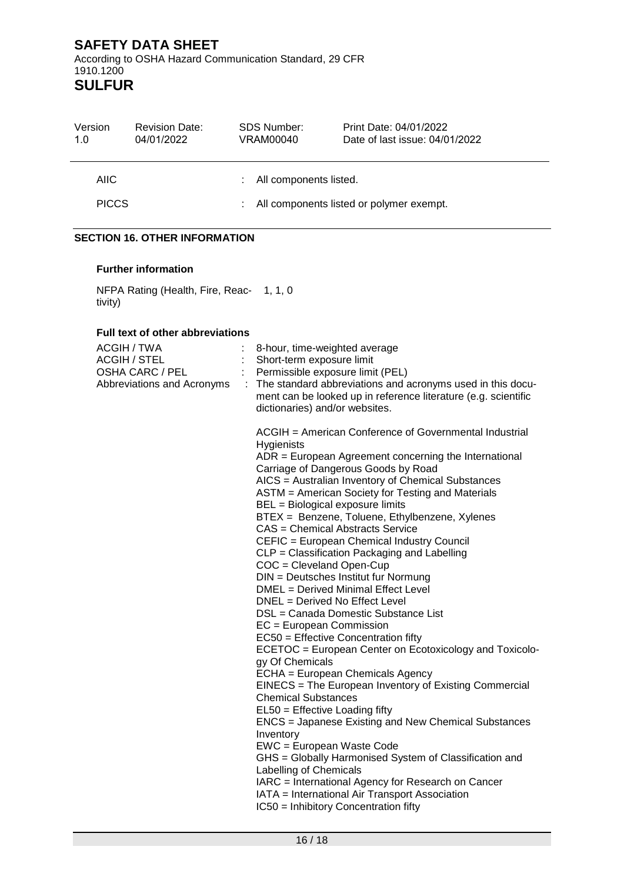| | | |
|---|---|---|
| AIIC | : | All components listed. |
| PICCS | : | All components listed or polymer exempt. |

## SECTION 16. OTHER INFORMATION

### Further information

NFPA Rating (Health, Fire, Reactivity) 1, 1, 0

### Full text of other abbreviations

| | | |
|---|---|---|
| ACGIH / TWA | : | 8-hour, time-weighted average |
| ACGIH / STEL | : | Short-term exposure limit |
| OSHA CARC / PEL | : | Permissible exposure limit (PEL) |
| Abbreviations and Acronyms | : | The standard abbreviations and acronyms used in this document can be looked up in reference literature (e.g. scientific dictionaries) and/or websites. |

ACGIH = American Conference of Governmental Industrial Hygienists
ADR = European Agreement concerning the International Carriage of Dangerous Goods by Road
AICS = Australian Inventory of Chemical Substances
ASTM = American Society for Testing and Materials
BEL = Biological exposure limits
BTEX = Benzene, Toluene, Ethylbenzene, Xylenes
CAS = Chemical Abstracts Service
CEFIC = European Chemical Industry Council
CLP = Classification Packaging and Labelling
COC = Cleveland Open-Cup
DIN = Deutsches Institut fur Normung
DMEL = Derived Minimal Effect Level
DNEL = Derived No Effect Level
DSL = Canada Domestic Substance List
EC = European Commission
EC50 = Effective Concentration fifty
ECETOC = European Center on Ecotoxicology and Toxicology Of Chemicals
ECHA = European Chemicals Agency
EINECS = The European Inventory of Existing Commercial Chemical Substances
EL50 = Effective Loading fifty
ENCS = Japanese Existing and New Chemical Substances Inventory
EWC = European Waste Code
GHS = Globally Harmonised System of Classification and Labelling of Chemicals
IARC = International Agency for Research on Cancer
IATA = International Air Transport Association
IC50 = Inhibitory Concentration fifty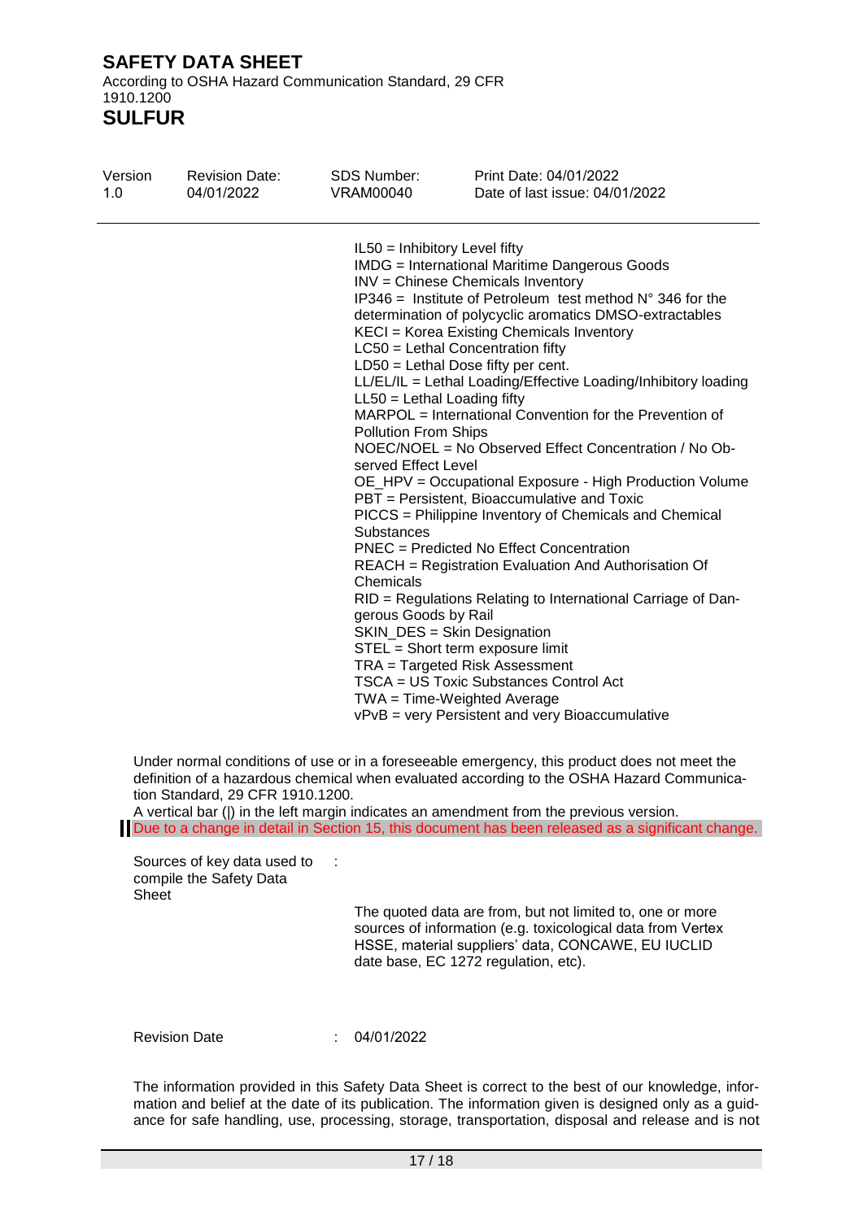IL50 = Inhibitory Level fifty
IMDG = International Maritime Dangerous Goods
INV = Chinese Chemicals Inventory
IP346 = Institute of Petroleum test method N° 346 for the determination of polycyclic aromatics DMSO-extractables
KECI = Korea Existing Chemicals Inventory
LC50 = Lethal Concentration fifty
LD50 = Lethal Dose fifty per cent.
LL/EL/IL = Lethal Loading/Effective Loading/Inhibitory loading
LL50 = Lethal Loading fifty
MARPOL = International Convention for the Prevention of Pollution From Ships
NOEC/NOEL = No Observed Effect Concentration / No Observed Effect Level
OE_HPV = Occupational Exposure - High Production Volume
PBT = Persistent, Bioaccumulative and Toxic
PICCS = Philippine Inventory of Chemicals and Chemical Substances
PNEC = Predicted No Effect Concentration
REACH = Registration Evaluation And Authorisation Of Chemicals
RID = Regulations Relating to International Carriage of Dangerous Goods by Rail
SKIN_DES = Skin Designation
STEL = Short term exposure limit
TRA = Targeted Risk Assessment
TSCA = US Toxic Substances Control Act
TWA = Time-Weighted Average
vPvB = very Persistent and very Bioaccumulative

Under normal conditions of use or in a foreseeable emergency, this product does not meet the definition of a hazardous chemical when evaluated according to the OSHA Hazard Communication Standard, 29 CFR 1910.1200.
A vertical bar (|) in the left margin indicates an amendment from the previous version.
Due to a change in detail in Section 15, this document has been released as a significant change.

Sources of key data used to compile the Safety Data Sheet :

The quoted data are from, but not limited to, one or more sources of information (e.g. toxicological data from Vertex HSSE, material suppliers' data, CONCAWE, EU IUCLID date base, EC 1272 regulation, etc).

Revision Date : 04/01/2022

The information provided in this Safety Data Sheet is correct to the best of our knowledge, information and belief at the date of its publication. The information given is designed only as a guidance for safe handling, use, processing, storage, transportation, disposal and release and is not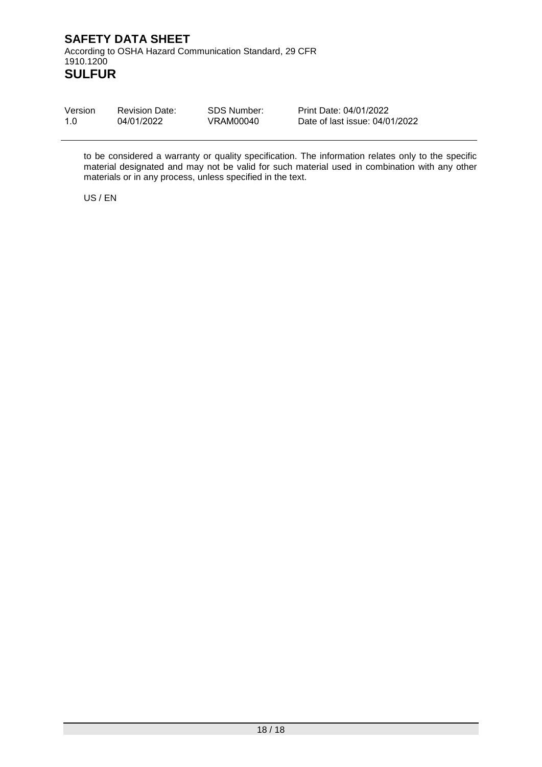to be considered a warranty or quality specification. The information relates only to the specific material designated and may not be valid for such material used in combination with any other materials or in any process, unless specified in the text.

US / EN